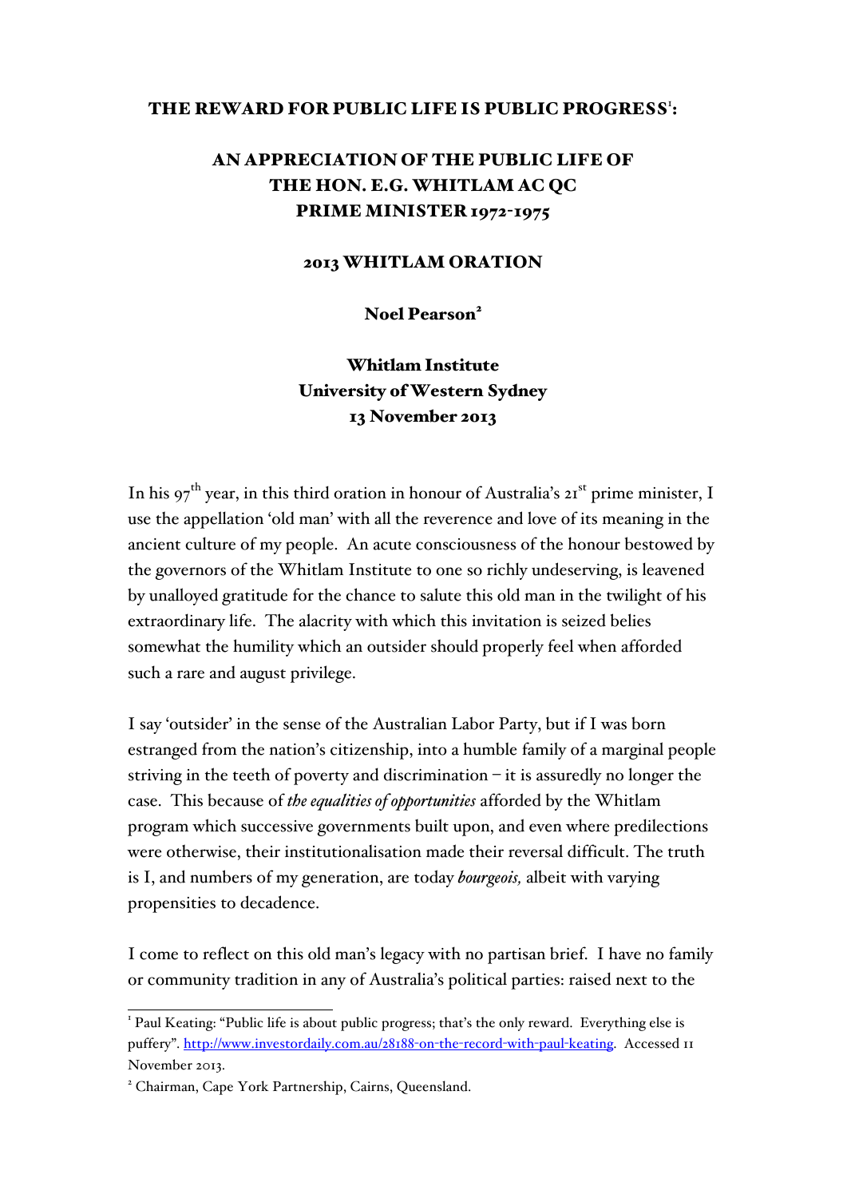# THE REWARD FOR PUBLIC LIFE IS PUBLIC PROGRESS[1]:

## AN APPRECIATION OF THE PUBLIC LIFE OF THE HON. E.G. WHITLAM AC QC PRIME MINISTER 1972-1975

### 2013 WHITLAM ORATION

**Noel Pearson[2]**

**Whitlam Institute**
**University of Western Sydney**
**13 November 2013**

In his 97th year, in this third oration in honour of Australia's 21st prime minister, I use the appellation 'old man' with all the reverence and love of its meaning in the ancient culture of my people. An acute consciousness of the honour bestowed by the governors of the Whitlam Institute to one so richly undeserving, is leavened by unalloyed gratitude for the chance to salute this old man in the twilight of his extraordinary life. The alacrity with which this invitation is seized belies somewhat the humility which an outsider should properly feel when afforded such a rare and august privilege.

I say 'outsider' in the sense of the Australian Labor Party, but if I was born estranged from the nation's citizenship, into a humble family of a marginal people striving in the teeth of poverty and discrimination – it is assuredly no longer the case. This because of *the equalities of opportunities* afforded by the Whitlam program which successive governments built upon, and even where predilections were otherwise, their institutionalisation made their reversal difficult. The truth is I, and numbers of my generation, are today *bourgeois,* albeit with varying propensities to decadence.

I come to reflect on this old man's legacy with no partisan brief. I have no family or community tradition in any of Australia's political parties: raised next to the

---

[1] Paul Keating: "Public life is about public progress; that's the only reward. Everything else is puffery". http://www.investordaily.com.au/28188-on-the-record-with-paul-keating. Accessed 11 November 2013.

[2] Chairman, Cape York Partnership, Cairns, Queensland.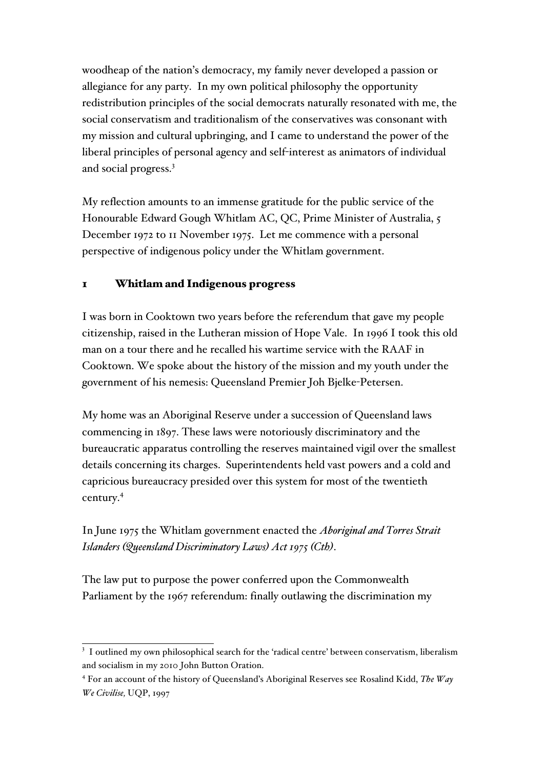woodheap of the nation's democracy, my family never developed a passion or allegiance for any party. In my own political philosophy the opportunity redistribution principles of the social democrats naturally resonated with me, the social conservatism and traditionalism of the conservatives was consonant with my mission and cultural upbringing, and I came to understand the power of the liberal principles of personal agency and self-interest as animators of individual and social progress.[3]

My reflection amounts to an immense gratitude for the public service of the Honourable Edward Gough Whitlam AC, QC, Prime Minister of Australia, 5 December 1972 to 11 November 1975. Let me commence with a personal perspective of indigenous policy under the Whitlam government.

## 1 Whitlam and Indigenous progress

I was born in Cooktown two years before the referendum that gave my people citizenship, raised in the Lutheran mission of Hope Vale. In 1996 I took this old man on a tour there and he recalled his wartime service with the RAAF in Cooktown. We spoke about the history of the mission and my youth under the government of his nemesis: Queensland Premier Joh Bjelke-Petersen.

My home was an Aboriginal Reserve under a succession of Queensland laws commencing in 1897. These laws were notoriously discriminatory and the bureaucratic apparatus controlling the reserves maintained vigil over the smallest details concerning its charges. Superintendents held vast powers and a cold and capricious bureaucracy presided over this system for most of the twentieth century.[4]

In June 1975 the Whitlam government enacted the *Aboriginal and Torres Strait Islanders (Queensland Discriminatory Laws) Act 1975 (Cth)*.

The law put to purpose the power conferred upon the Commonwealth Parliament by the 1967 referendum: finally outlawing the discrimination my

---

[3] I outlined my own philosophical search for the 'radical centre' between conservatism, liberalism and socialism in my 2010 John Button Oration.

[4] For an account of the history of Queensland's Aboriginal Reserves see Rosalind Kidd, *The Way We Civilise*, UQP, 1997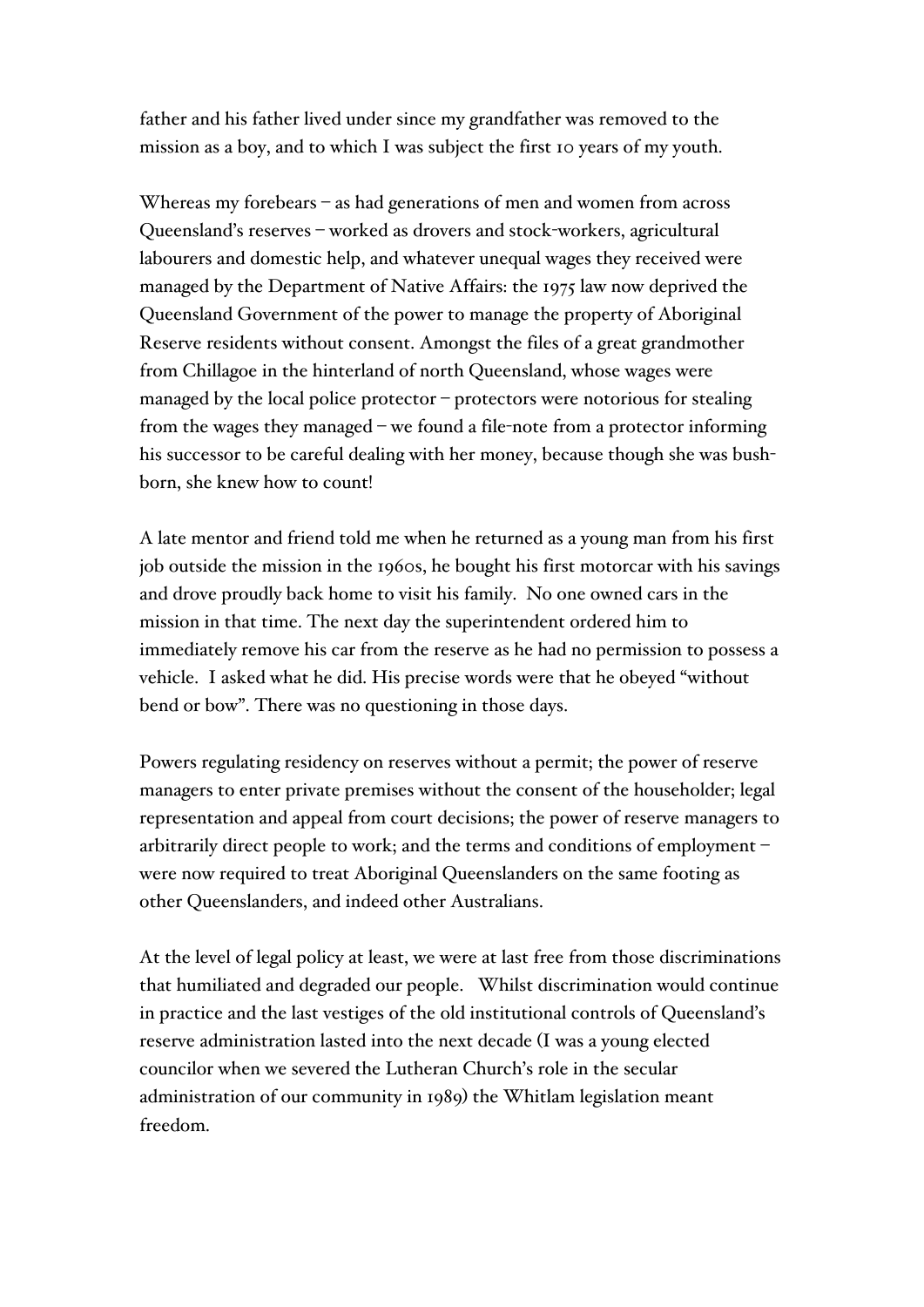father and his father lived under since my grandfather was removed to the mission as a boy, and to which I was subject the first 10 years of my youth.

Whereas my forebears – as had generations of men and women from across Queensland's reserves – worked as drovers and stock-workers, agricultural labourers and domestic help, and whatever unequal wages they received were managed by the Department of Native Affairs: the 1975 law now deprived the Queensland Government of the power to manage the property of Aboriginal Reserve residents without consent. Amongst the files of a great grandmother from Chillagoe in the hinterland of north Queensland, whose wages were managed by the local police protector – protectors were notorious for stealing from the wages they managed – we found a file-note from a protector informing his successor to be careful dealing with her money, because though she was bush-born, she knew how to count!

A late mentor and friend told me when he returned as a young man from his first job outside the mission in the 1960s, he bought his first motorcar with his savings and drove proudly back home to visit his family. No one owned cars in the mission in that time. The next day the superintendent ordered him to immediately remove his car from the reserve as he had no permission to possess a vehicle. I asked what he did. His precise words were that he obeyed "without bend or bow". There was no questioning in those days.

Powers regulating residency on reserves without a permit; the power of reserve managers to enter private premises without the consent of the householder; legal representation and appeal from court decisions; the power of reserve managers to arbitrarily direct people to work; and the terms and conditions of employment – were now required to treat Aboriginal Queenslanders on the same footing as other Queenslanders, and indeed other Australians.

At the level of legal policy at least, we were at last free from those discriminations that humiliated and degraded our people. Whilst discrimination would continue in practice and the last vestiges of the old institutional controls of Queensland's reserve administration lasted into the next decade (I was a young elected councilor when we severed the Lutheran Church's role in the secular administration of our community in 1989) the Whitlam legislation meant freedom.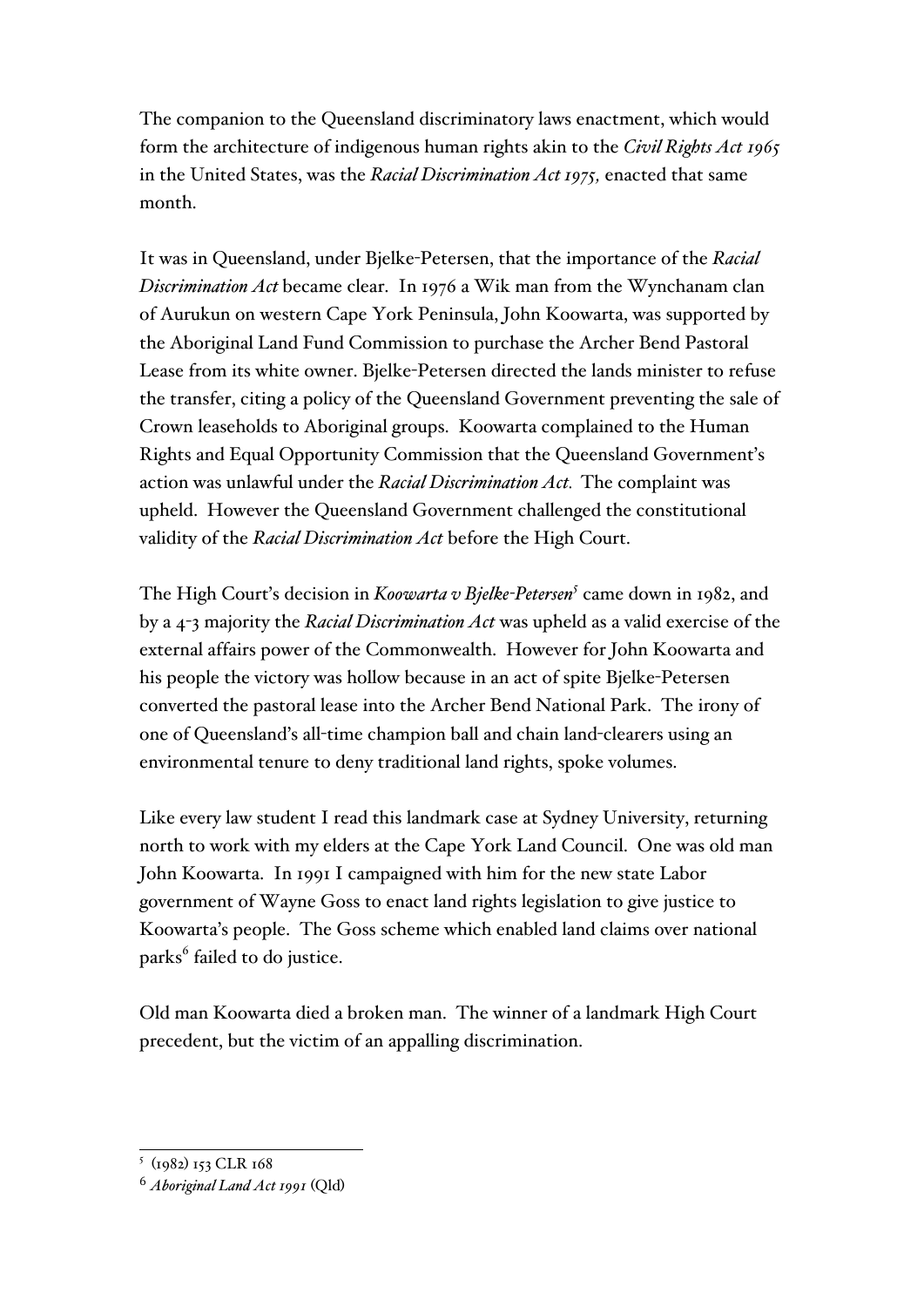The companion to the Queensland discriminatory laws enactment, which would form the architecture of indigenous human rights akin to the *Civil Rights Act 1965* in the United States, was the *Racial Discrimination Act 1975,* enacted that same month.

It was in Queensland, under Bjelke-Petersen, that the importance of the *Racial Discrimination Act* became clear. In 1976 a Wik man from the Wynchanam clan of Aurukun on western Cape York Peninsula, John Koowarta, was supported by the Aboriginal Land Fund Commission to purchase the Archer Bend Pastoral Lease from its white owner. Bjelke-Petersen directed the lands minister to refuse the transfer, citing a policy of the Queensland Government preventing the sale of Crown leaseholds to Aboriginal groups. Koowarta complained to the Human Rights and Equal Opportunity Commission that the Queensland Government's action was unlawful under the *Racial Discrimination Act.* The complaint was upheld. However the Queensland Government challenged the constitutional validity of the *Racial Discrimination Act* before the High Court.

The High Court's decision in *Koowarta v Bjelke-Petersen*[5] came down in 1982, and by a 4-3 majority the *Racial Discrimination Act* was upheld as a valid exercise of the external affairs power of the Commonwealth. However for John Koowarta and his people the victory was hollow because in an act of spite Bjelke-Petersen converted the pastoral lease into the Archer Bend National Park. The irony of one of Queensland's all-time champion ball and chain land-clearers using an environmental tenure to deny traditional land rights, spoke volumes.

Like every law student I read this landmark case at Sydney University, returning north to work with my elders at the Cape York Land Council. One was old man John Koowarta. In 1991 I campaigned with him for the new state Labor government of Wayne Goss to enact land rights legislation to give justice to Koowarta's people. The Goss scheme which enabled land claims over national parks[6] failed to do justice.

Old man Koowarta died a broken man. The winner of a landmark High Court precedent, but the victim of an appalling discrimination.

---

[5] (1982) 153 CLR 168

[6] *Aboriginal Land Act 1991* (Qld)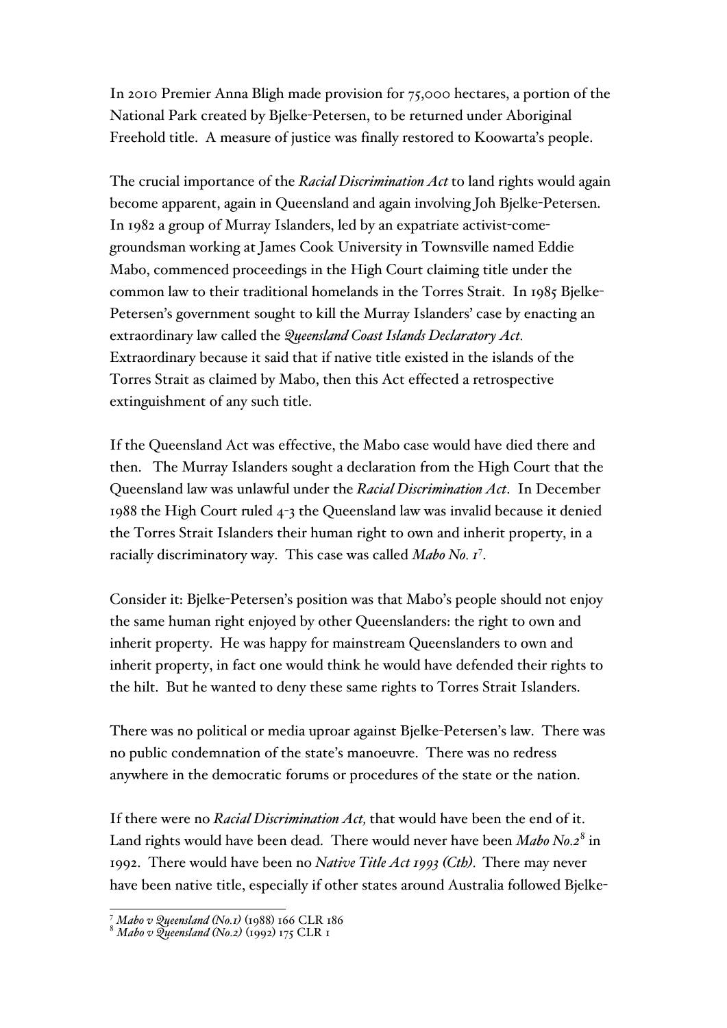In 2010 Premier Anna Bligh made provision for 75,000 hectares, a portion of the National Park created by Bjelke-Petersen, to be returned under Aboriginal Freehold title. A measure of justice was finally restored to Koowarta's people.

The crucial importance of the *Racial Discrimination Act* to land rights would again become apparent, again in Queensland and again involving Joh Bjelke-Petersen. In 1982 a group of Murray Islanders, led by an expatriate activist-come-groundsman working at James Cook University in Townsville named Eddie Mabo, commenced proceedings in the High Court claiming title under the common law to their traditional homelands in the Torres Strait. In 1985 Bjelke-Petersen's government sought to kill the Murray Islanders' case by enacting an extraordinary law called the *Queensland Coast Islands Declaratory Act.* Extraordinary because it said that if native title existed in the islands of the Torres Strait as claimed by Mabo, then this Act effected a retrospective extinguishment of any such title.

If the Queensland Act was effective, the Mabo case would have died there and then. The Murray Islanders sought a declaration from the High Court that the Queensland law was unlawful under the *Racial Discrimination Act*. In December 1988 the High Court ruled 4-3 the Queensland law was invalid because it denied the Torres Strait Islanders their human right to own and inherit property, in a racially discriminatory way. This case was called *Mabo No. 1*[7].

Consider it: Bjelke-Petersen's position was that Mabo's people should not enjoy the same human right enjoyed by other Queenslanders: the right to own and inherit property. He was happy for mainstream Queenslanders to own and inherit property, in fact one would think he would have defended their rights to the hilt. But he wanted to deny these same rights to Torres Strait Islanders.

There was no political or media uproar against Bjelke-Petersen's law. There was no public condemnation of the state's manoeuvre. There was no redress anywhere in the democratic forums or procedures of the state or the nation.

If there were no *Racial Discrimination Act,* that would have been the end of it. Land rights would have been dead. There would never have been *Mabo No.2*[8] in 1992. There would have been no *Native Title Act 1993 (Cth).* There may never have been native title, especially if other states around Australia followed Bjelke-

---

[7] *Mabo v Queensland (No.1)* (1988) 166 CLR 186

[8] *Mabo v Queensland (No.2)* (1992) 175 CLR 1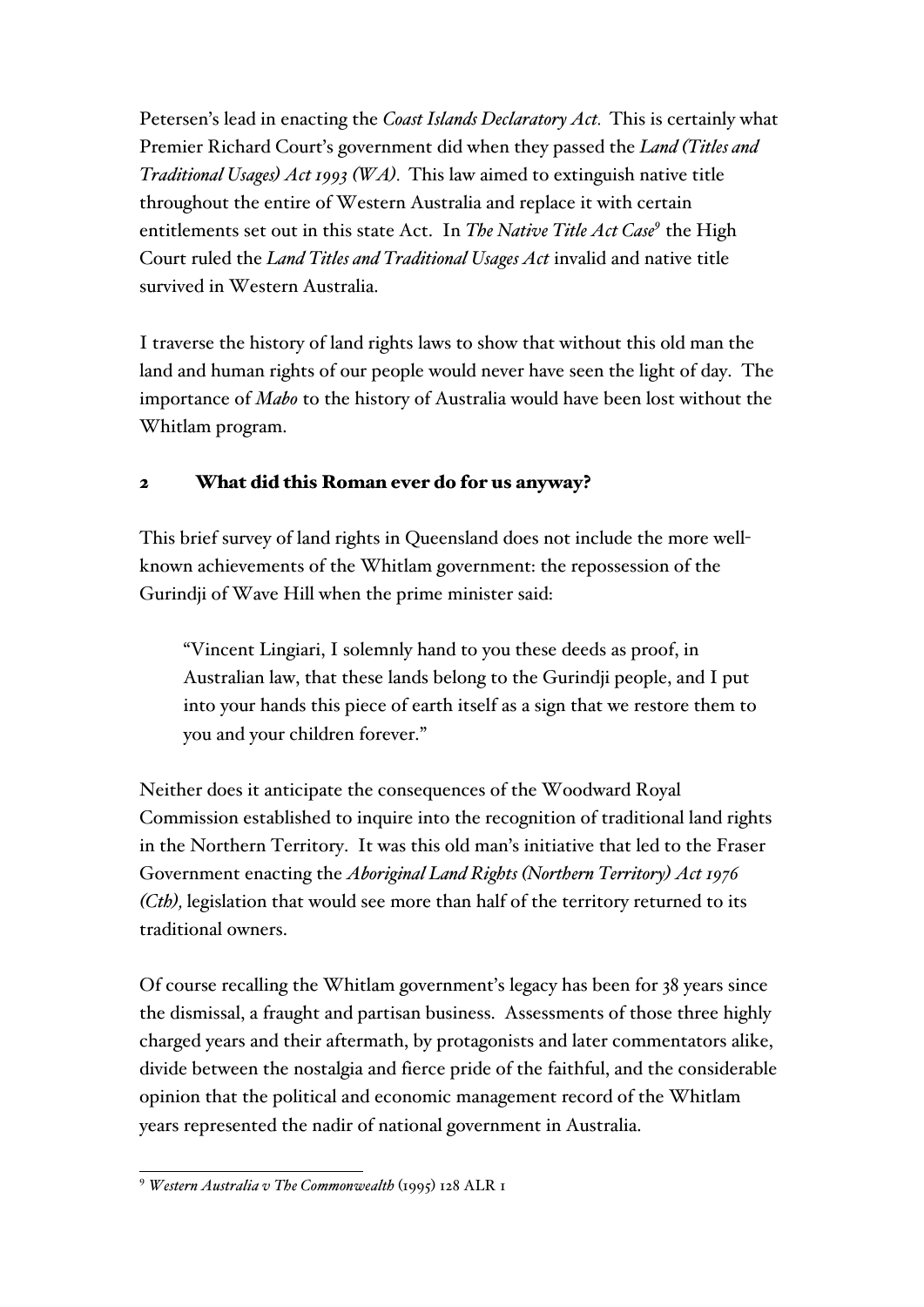Petersen's lead in enacting the *Coast Islands Declaratory Act.* This is certainly what Premier Richard Court's government did when they passed the *Land (Titles and Traditional Usages) Act 1993 (WA)*. This law aimed to extinguish native title throughout the entire of Western Australia and replace it with certain entitlements set out in this state Act. In *The Native Title Act Case*[9] the High Court ruled the *Land Titles and Traditional Usages Act* invalid and native title survived in Western Australia.

I traverse the history of land rights laws to show that without this old man the land and human rights of our people would never have seen the light of day. The importance of *Mabo* to the history of Australia would have been lost without the Whitlam program.

## 2 What did this Roman ever do for us anyway?

This brief survey of land rights in Queensland does not include the more well-known achievements of the Whitlam government: the repossession of the Gurindji of Wave Hill when the prime minister said:

> "Vincent Lingiari, I solemnly hand to you these deeds as proof, in Australian law, that these lands belong to the Gurindji people, and I put into your hands this piece of earth itself as a sign that we restore them to you and your children forever."

Neither does it anticipate the consequences of the Woodward Royal Commission established to inquire into the recognition of traditional land rights in the Northern Territory. It was this old man's initiative that led to the Fraser Government enacting the *Aboriginal Land Rights (Northern Territory) Act 1976 (Cth),* legislation that would see more than half of the territory returned to its traditional owners.

Of course recalling the Whitlam government's legacy has been for 38 years since the dismissal, a fraught and partisan business. Assessments of those three highly charged years and their aftermath, by protagonists and later commentators alike, divide between the nostalgia and fierce pride of the faithful, and the considerable opinion that the political and economic management record of the Whitlam years represented the nadir of national government in Australia.

---

[9] *Western Australia v The Commonwealth* (1995) 128 ALR 1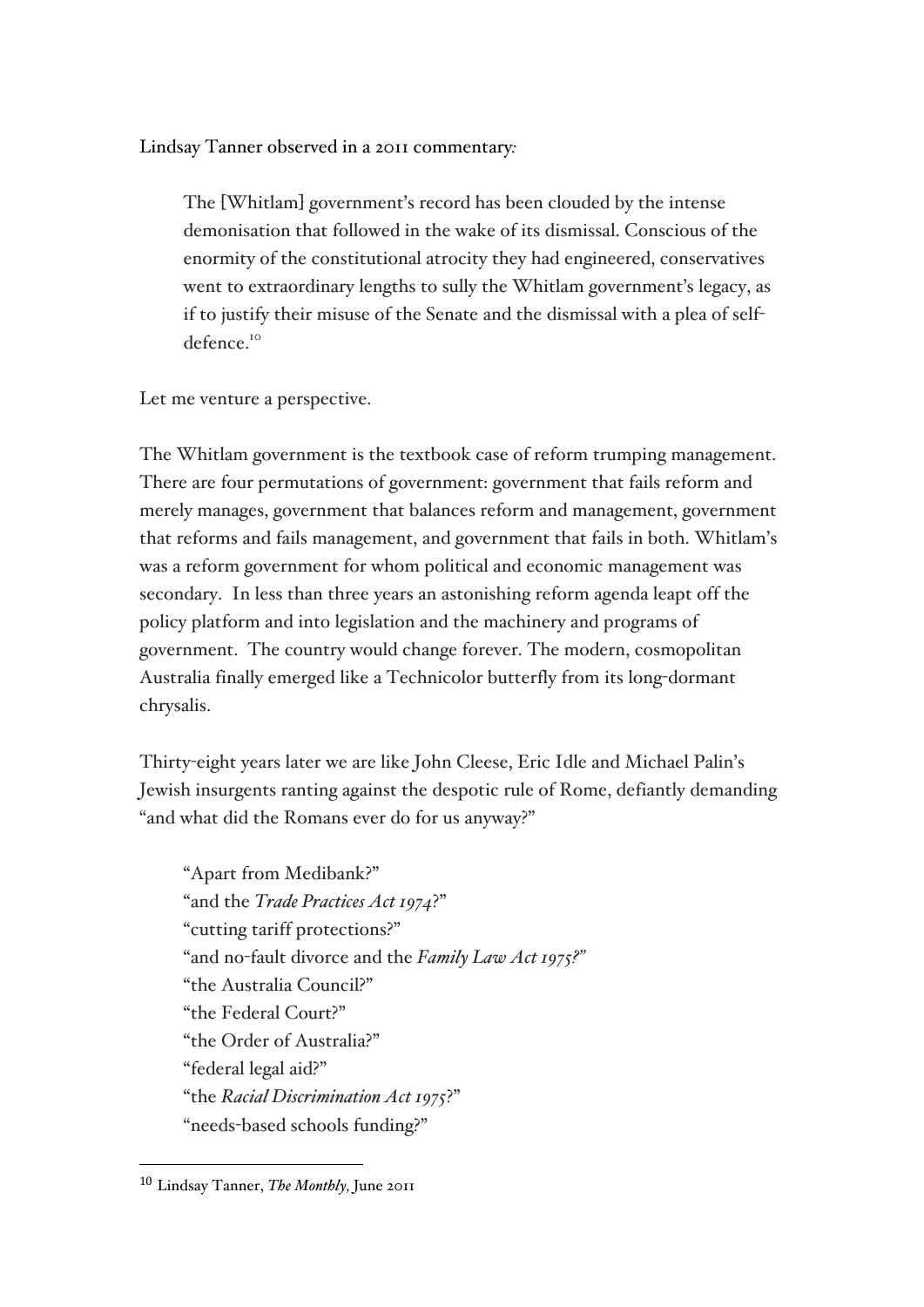Lindsay Tanner observed in a 2011 commentary:

> The [Whitlam] government's record has been clouded by the intense demonisation that followed in the wake of its dismissal. Conscious of the enormity of the constitutional atrocity they had engineered, conservatives went to extraordinary lengths to sully the Whitlam government's legacy, as if to justify their misuse of the Senate and the dismissal with a plea of self-defence.[10]

Let me venture a perspective.

The Whitlam government is the textbook case of reform trumping management. There are four permutations of government: government that fails reform and merely manages, government that balances reform and management, government that reforms and fails management, and government that fails in both. Whitlam's was a reform government for whom political and economic management was secondary. In less than three years an astonishing reform agenda leapt off the policy platform and into legislation and the machinery and programs of government. The country would change forever. The modern, cosmopolitan Australia finally emerged like a Technicolor butterfly from its long-dormant chrysalis.

Thirty-eight years later we are like John Cleese, Eric Idle and Michael Palin's Jewish insurgents ranting against the despotic rule of Rome, defiantly demanding "and what did the Romans ever do for us anyway?"

> "Apart from Medibank?"
> "and the *Trade Practices Act 1974*?"
> "cutting tariff protections?"
> "and no-fault divorce and the *Family Law Act 1975?*"
> "the Australia Council?"
> "the Federal Court?"
> "the Order of Australia?"
> "federal legal aid?"
> "the *Racial Discrimination Act 1975*?"
> "needs-based schools funding?"

[10] Lindsay Tanner, *The Monthly,* June 2011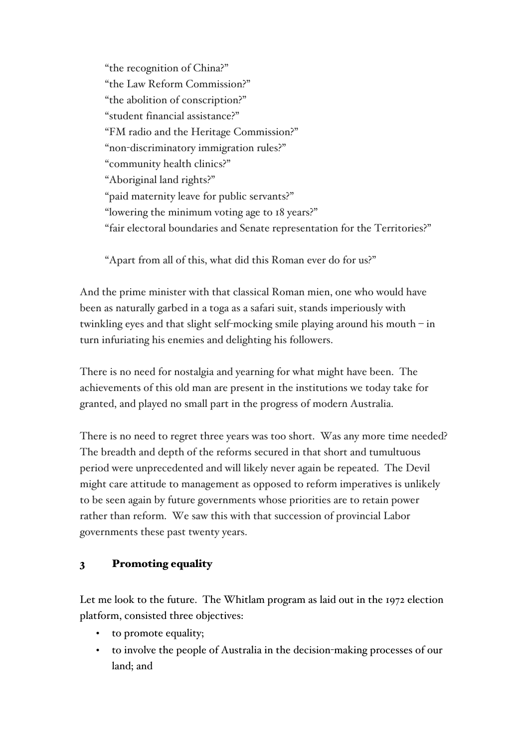"the recognition of China?"
"the Law Reform Commission?"
"the abolition of conscription?"
"student financial assistance?"
"FM radio and the Heritage Commission?"
"non-discriminatory immigration rules?"
"community health clinics?"
"Aboriginal land rights?"
"paid maternity leave for public servants?"
"lowering the minimum voting age to 18 years?"
"fair electoral boundaries and Senate representation for the Territories?"

"Apart from all of this, what did this Roman ever do for us?"

And the prime minister with that classical Roman mien, one who would have been as naturally garbed in a toga as a safari suit, stands imperiously with twinkling eyes and that slight self-mocking smile playing around his mouth – in turn infuriating his enemies and delighting his followers.

There is no need for nostalgia and yearning for what might have been. The achievements of this old man are present in the institutions we today take for granted, and played no small part in the progress of modern Australia.

There is no need to regret three years was too short. Was any more time needed? The breadth and depth of the reforms secured in that short and tumultuous period were unprecedented and will likely never again be repeated. The Devil might care attitude to management as opposed to reform imperatives is unlikely to be seen again by future governments whose priorities are to retain power rather than reform. We saw this with that succession of provincial Labor governments these past twenty years.

## 3 Promoting equality

Let me look to the future. The Whitlam program as laid out in the 1972 election platform, consisted three objectives:

- to promote equality;
- to involve the people of Australia in the decision-making processes of our land; and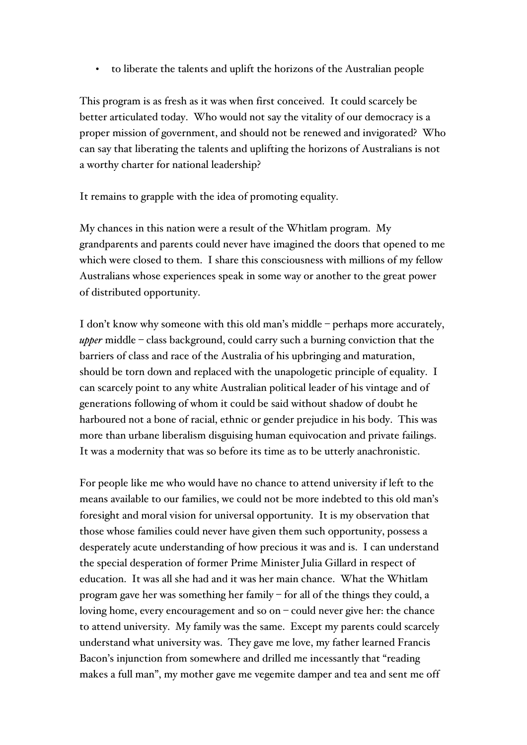- to liberate the talents and uplift the horizons of the Australian people

This program is as fresh as it was when first conceived. It could scarcely be better articulated today. Who would not say the vitality of our democracy is a proper mission of government, and should not be renewed and invigorated? Who can say that liberating the talents and uplifting the horizons of Australians is not a worthy charter for national leadership?

It remains to grapple with the idea of promoting equality.

My chances in this nation were a result of the Whitlam program. My grandparents and parents could never have imagined the doors that opened to me which were closed to them. I share this consciousness with millions of my fellow Australians whose experiences speak in some way or another to the great power of distributed opportunity.

I don't know why someone with this old man's middle – perhaps more accurately, ***upper*** middle – class background, could carry such a burning conviction that the barriers of class and race of the Australia of his upbringing and maturation, should be torn down and replaced with the unapologetic principle of equality. I can scarcely point to any white Australian political leader of his vintage and of generations following of whom it could be said without shadow of doubt he harboured not a bone of racial, ethnic or gender prejudice in his body. This was more than urbane liberalism disguising human equivocation and private failings. It was a modernity that was so before its time as to be utterly anachronistic.

For people like me who would have no chance to attend university if left to the means available to our families, we could not be more indebted to this old man's foresight and moral vision for universal opportunity. It is my observation that those whose families could never have given them such opportunity, possess a desperately acute understanding of how precious it was and is. I can understand the special desperation of former Prime Minister Julia Gillard in respect of education. It was all she had and it was her main chance. What the Whitlam program gave her was something her family – for all of the things they could, a loving home, every encouragement and so on – could never give her: the chance to attend university. My family was the same. Except my parents could scarcely understand what university was. They gave me love, my father learned Francis Bacon's injunction from somewhere and drilled me incessantly that "reading makes a full man", my mother gave me vegemite damper and tea and sent me off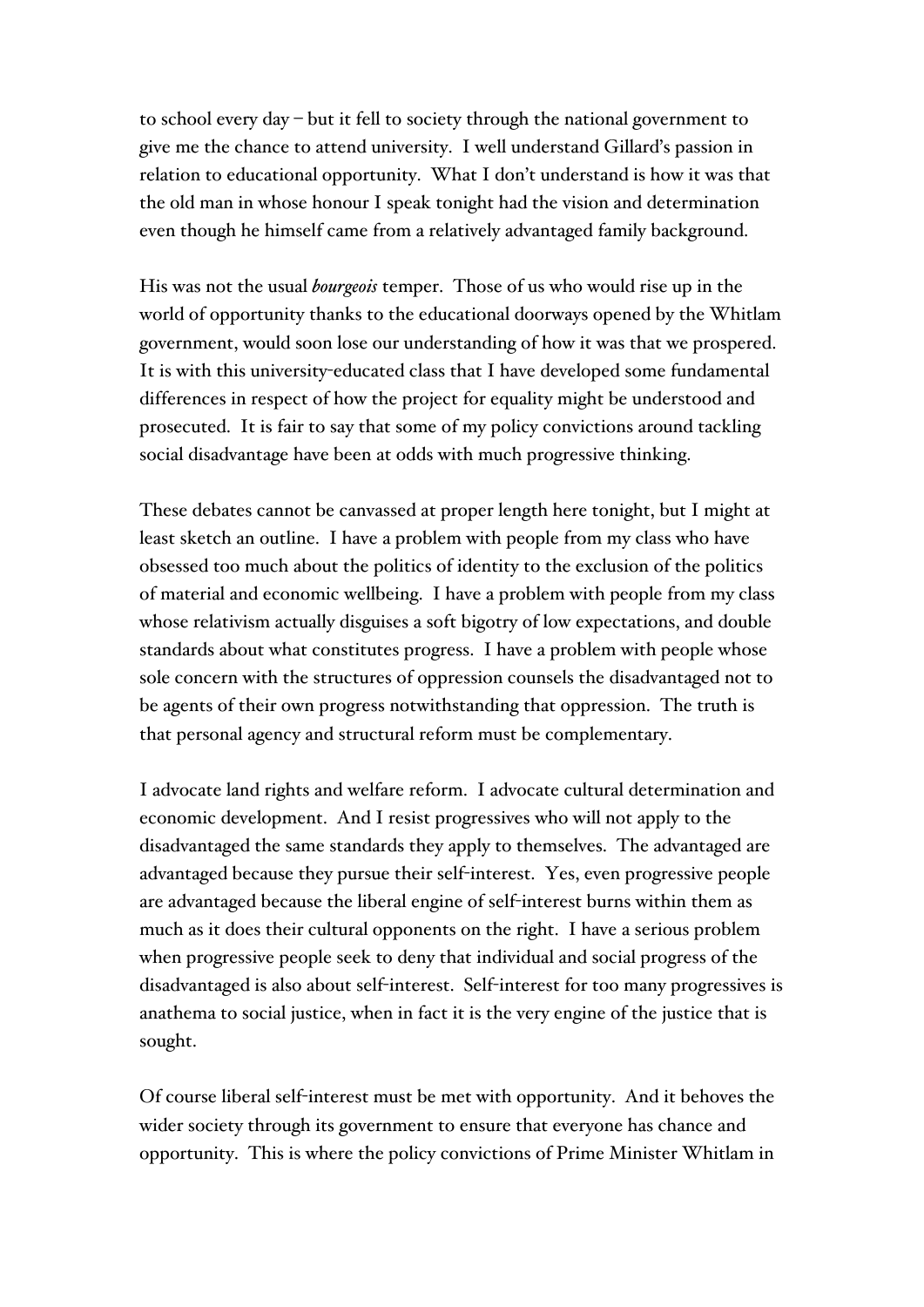to school every day – but it fell to society through the national government to give me the chance to attend university. I well understand Gillard's passion in relation to educational opportunity. What I don't understand is how it was that the old man in whose honour I speak tonight had the vision and determination even though he himself came from a relatively advantaged family background.

His was not the usual *bourgeois* temper. Those of us who would rise up in the world of opportunity thanks to the educational doorways opened by the Whitlam government, would soon lose our understanding of how it was that we prospered. It is with this university-educated class that I have developed some fundamental differences in respect of how the project for equality might be understood and prosecuted. It is fair to say that some of my policy convictions around tackling social disadvantage have been at odds with much progressive thinking.

These debates cannot be canvassed at proper length here tonight, but I might at least sketch an outline. I have a problem with people from my class who have obsessed too much about the politics of identity to the exclusion of the politics of material and economic wellbeing. I have a problem with people from my class whose relativism actually disguises a soft bigotry of low expectations, and double standards about what constitutes progress. I have a problem with people whose sole concern with the structures of oppression counsels the disadvantaged not to be agents of their own progress notwithstanding that oppression. The truth is that personal agency and structural reform must be complementary.

I advocate land rights and welfare reform. I advocate cultural determination and economic development. And I resist progressives who will not apply to the disadvantaged the same standards they apply to themselves. The advantaged are advantaged because they pursue their self-interest. Yes, even progressive people are advantaged because the liberal engine of self-interest burns within them as much as it does their cultural opponents on the right. I have a serious problem when progressive people seek to deny that individual and social progress of the disadvantaged is also about self-interest. Self-interest for too many progressives is anathema to social justice, when in fact it is the very engine of the justice that is sought.

Of course liberal self-interest must be met with opportunity. And it behoves the wider society through its government to ensure that everyone has chance and opportunity. This is where the policy convictions of Prime Minister Whitlam in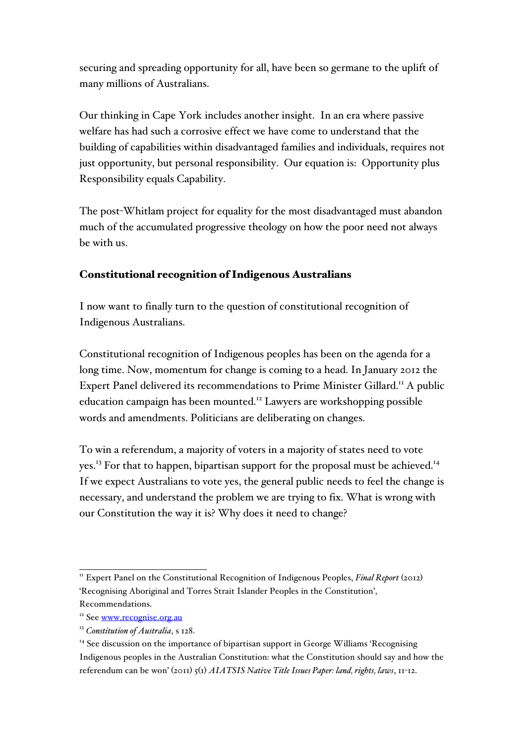securing and spreading opportunity for all, have been so germane to the uplift of many millions of Australians.

Our thinking in Cape York includes another insight. In an era where passive welfare has had such a corrosive effect we have come to understand that the building of capabilities within disadvantaged families and individuals, requires not just opportunity, but personal responsibility. Our equation is: Opportunity plus Responsibility equals Capability.

The post-Whitlam project for equality for the most disadvantaged must abandon much of the accumulated progressive theology on how the poor need not always be with us.

## Constitutional recognition of Indigenous Australians

I now want to finally turn to the question of constitutional recognition of Indigenous Australians.

Constitutional recognition of Indigenous peoples has been on the agenda for a long time. Now, momentum for change is coming to a head. In January 2012 the Expert Panel delivered its recommendations to Prime Minister Gillard.[11] A public education campaign has been mounted.[12] Lawyers are workshopping possible words and amendments. Politicians are deliberating on changes.

To win a referendum, a majority of voters in a majority of states need to vote yes.[13] For that to happen, bipartisan support for the proposal must be achieved.[14] If we expect Australians to vote yes, the general public needs to feel the change is necessary, and understand the problem we are trying to fix. What is wrong with our Constitution the way it is? Why does it need to change?

---

[11] Expert Panel on the Constitutional Recognition of Indigenous Peoples, *Final Report* (2012) 'Recognising Aboriginal and Torres Strait Islander Peoples in the Constitution', Recommendations.

[12] See [www.recognise.org.au](www.recognise.org.au)

[13] *Constitution of Australia*, s 128.

[14] See discussion on the importance of bipartisan support in George Williams 'Recognising Indigenous peoples in the Australian Constitution: what the Constitution should say and how the referendum can be won' (2011) 5(1) *AIATSIS Native Title Issues Paper: land, rights, laws*, 11-12.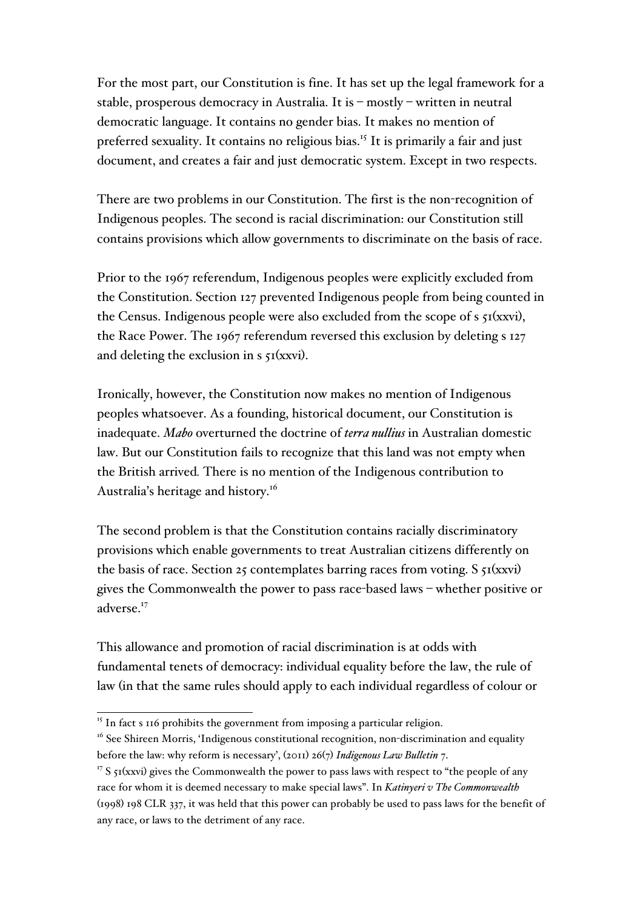For the most part, our Constitution is fine. It has set up the legal framework for a stable, prosperous democracy in Australia. It is – mostly – written in neutral democratic language. It contains no gender bias. It makes no mention of preferred sexuality. It contains no religious bias.[15] It is primarily a fair and just document, and creates a fair and just democratic system. Except in two respects.

There are two problems in our Constitution. The first is the non-recognition of Indigenous peoples. The second is racial discrimination: our Constitution still contains provisions which allow governments to discriminate on the basis of race.

Prior to the 1967 referendum, Indigenous peoples were explicitly excluded from the Constitution. Section 127 prevented Indigenous people from being counted in the Census. Indigenous people were also excluded from the scope of s 51(xxvi), the Race Power. The 1967 referendum reversed this exclusion by deleting s 127 and deleting the exclusion in s 51(xxvi).

Ironically, however, the Constitution now makes no mention of Indigenous peoples whatsoever. As a founding, historical document, our Constitution is inadequate. *Mabo* overturned the doctrine of *terra nullius* in Australian domestic law. But our Constitution fails to recognize that this land was not empty when the British arrived. There is no mention of the Indigenous contribution to Australia's heritage and history.[16]

The second problem is that the Constitution contains racially discriminatory provisions which enable governments to treat Australian citizens differently on the basis of race. Section 25 contemplates barring races from voting. S 51(xxvi) gives the Commonwealth the power to pass race-based laws – whether positive or adverse.[17]

This allowance and promotion of racial discrimination is at odds with fundamental tenets of democracy: individual equality before the law, the rule of law (in that the same rules should apply to each individual regardless of colour or

---

[15] In fact s 116 prohibits the government from imposing a particular religion.

[16] See Shireen Morris, 'Indigenous constitutional recognition, non-discrimination and equality before the law: why reform is necessary', (2011) 26(7) *Indigenous Law Bulletin* 7.

[17] S 51(xxvi) gives the Commonwealth the power to pass laws with respect to "the people of any race for whom it is deemed necessary to make special laws". In *Katinyeri v The Commonwealth* (1998) 198 CLR 337, it was held that this power can probably be used to pass laws for the benefit of any race, or laws to the detriment of any race.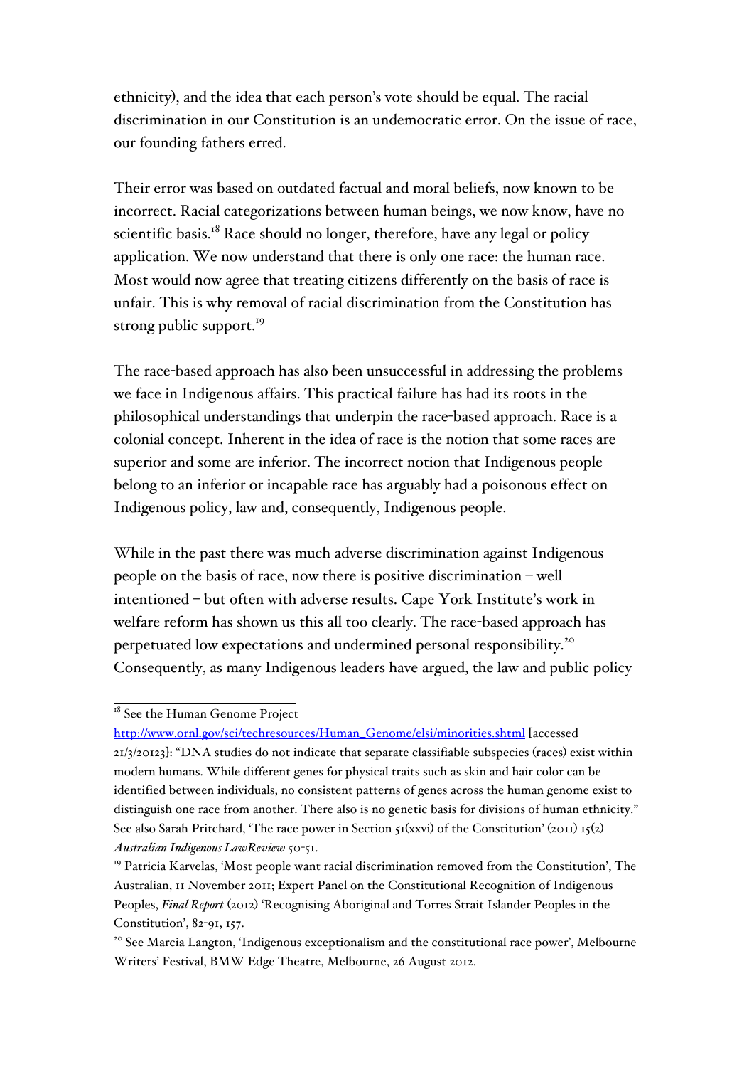ethnicity), and the idea that each person's vote should be equal. The racial discrimination in our Constitution is an undemocratic error. On the issue of race, our founding fathers erred.

Their error was based on outdated factual and moral beliefs, now known to be incorrect. Racial categorizations between human beings, we now know, have no scientific basis.[18] Race should no longer, therefore, have any legal or policy application. We now understand that there is only one race: the human race. Most would now agree that treating citizens differently on the basis of race is unfair. This is why removal of racial discrimination from the Constitution has strong public support.[19]

The race-based approach has also been unsuccessful in addressing the problems we face in Indigenous affairs. This practical failure has had its roots in the philosophical understandings that underpin the race-based approach. Race is a colonial concept. Inherent in the idea of race is the notion that some races are superior and some are inferior. The incorrect notion that Indigenous people belong to an inferior or incapable race has arguably had a poisonous effect on Indigenous policy, law and, consequently, Indigenous people.

While in the past there was much adverse discrimination against Indigenous people on the basis of race, now there is positive discrimination – well intentioned – but often with adverse results. Cape York Institute's work in welfare reform has shown us this all too clearly. The race-based approach has perpetuated low expectations and undermined personal responsibility.[20] Consequently, as many Indigenous leaders have argued, the law and public policy

---

[18] See the Human Genome Project http://www.ornl.gov/sci/techresources/Human_Genome/elsi/minorities.shtml [accessed 21/3/20123]: "DNA studies do not indicate that separate classifiable subspecies (races) exist within modern humans. While different genes for physical traits such as skin and hair color can be identified between individuals, no consistent patterns of genes across the human genome exist to distinguish one race from another. There also is no genetic basis for divisions of human ethnicity." See also Sarah Pritchard, 'The race power in Section 51(xxvi) of the Constitution' (2011) 15(2) *Australian Indigenous LawReview* 50-51.

[19] Patricia Karvelas, 'Most people want racial discrimination removed from the Constitution', The Australian, 11 November 2011; Expert Panel on the Constitutional Recognition of Indigenous Peoples, *Final Report* (2012) 'Recognising Aboriginal and Torres Strait Islander Peoples in the Constitution', 82-91, 157.

[20] See Marcia Langton, 'Indigenous exceptionalism and the constitutional race power', Melbourne Writers' Festival, BMW Edge Theatre, Melbourne, 26 August 2012.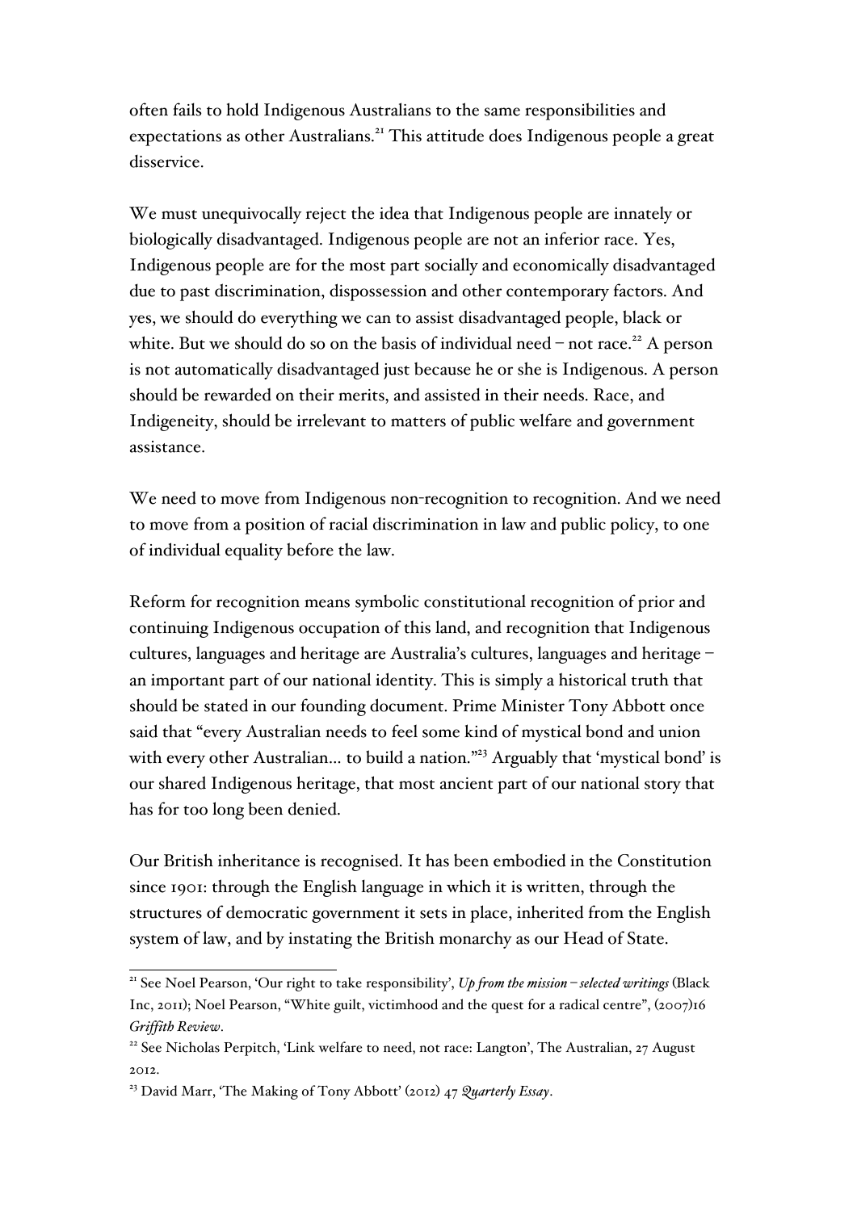often fails to hold Indigenous Australians to the same responsibilities and expectations as other Australians.[21] This attitude does Indigenous people a great disservice.

We must unequivocally reject the idea that Indigenous people are innately or biologically disadvantaged. Indigenous people are not an inferior race. Yes, Indigenous people are for the most part socially and economically disadvantaged due to past discrimination, dispossession and other contemporary factors. And yes, we should do everything we can to assist disadvantaged people, black or white. But we should do so on the basis of individual need – not race.[22] A person is not automatically disadvantaged just because he or she is Indigenous. A person should be rewarded on their merits, and assisted in their needs. Race, and Indigeneity, should be irrelevant to matters of public welfare and government assistance.

We need to move from Indigenous non-recognition to recognition. And we need to move from a position of racial discrimination in law and public policy, to one of individual equality before the law.

Reform for recognition means symbolic constitutional recognition of prior and continuing Indigenous occupation of this land, and recognition that Indigenous cultures, languages and heritage are Australia's cultures, languages and heritage – an important part of our national identity. This is simply a historical truth that should be stated in our founding document. Prime Minister Tony Abbott once said that "every Australian needs to feel some kind of mystical bond and union with every other Australian... to build a nation."[23] Arguably that 'mystical bond' is our shared Indigenous heritage, that most ancient part of our national story that has for too long been denied.

Our British inheritance is recognised. It has been embodied in the Constitution since 1901: through the English language in which it is written, through the structures of democratic government it sets in place, inherited from the English system of law, and by instating the British monarchy as our Head of State.

---

[21] See Noel Pearson, 'Our right to take responsibility', *Up from the mission – selected writings* (Black Inc, 2011); Noel Pearson, "White guilt, victimhood and the quest for a radical centre", (2007)16 *Griffith Review*.

[22] See Nicholas Perpitch, 'Link welfare to need, not race: Langton', The Australian, 27 August 2012.

[23] David Marr, 'The Making of Tony Abbott' (2012) 47 *Quarterly Essay*.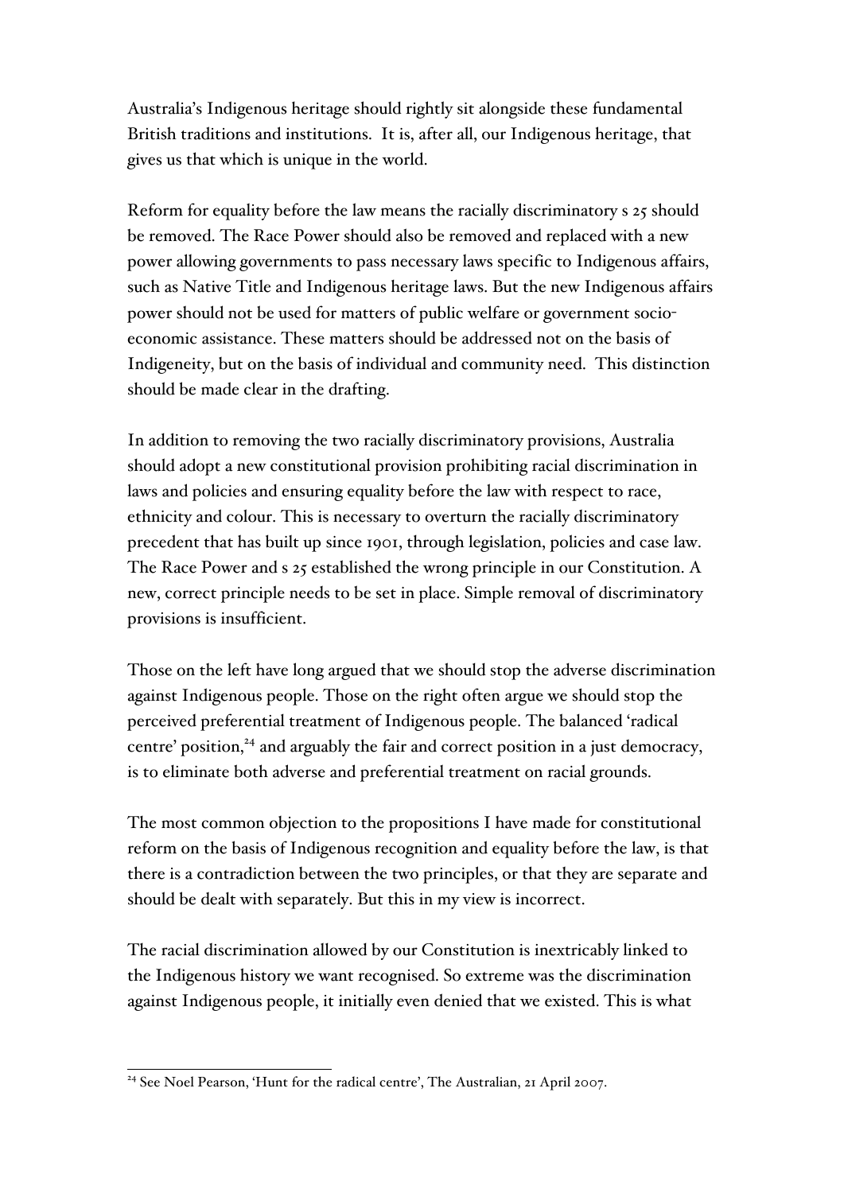Australia's Indigenous heritage should rightly sit alongside these fundamental British traditions and institutions. It is, after all, our Indigenous heritage, that gives us that which is unique in the world.

Reform for equality before the law means the racially discriminatory s 25 should be removed. The Race Power should also be removed and replaced with a new power allowing governments to pass necessary laws specific to Indigenous affairs, such as Native Title and Indigenous heritage laws. But the new Indigenous affairs power should not be used for matters of public welfare or government socio-economic assistance. These matters should be addressed not on the basis of Indigeneity, but on the basis of individual and community need. This distinction should be made clear in the drafting.

In addition to removing the two racially discriminatory provisions, Australia should adopt a new constitutional provision prohibiting racial discrimination in laws and policies and ensuring equality before the law with respect to race, ethnicity and colour. This is necessary to overturn the racially discriminatory precedent that has built up since 1901, through legislation, policies and case law. The Race Power and s 25 established the wrong principle in our Constitution. A new, correct principle needs to be set in place. Simple removal of discriminatory provisions is insufficient.

Those on the left have long argued that we should stop the adverse discrimination against Indigenous people. Those on the right often argue we should stop the perceived preferential treatment of Indigenous people. The balanced 'radical centre' position,[24] and arguably the fair and correct position in a just democracy, is to eliminate both adverse and preferential treatment on racial grounds.

The most common objection to the propositions I have made for constitutional reform on the basis of Indigenous recognition and equality before the law, is that there is a contradiction between the two principles, or that they are separate and should be dealt with separately. But this in my view is incorrect.

The racial discrimination allowed by our Constitution is inextricably linked to the Indigenous history we want recognised. So extreme was the discrimination against Indigenous people, it initially even denied that we existed. This is what

---

[24] See Noel Pearson, 'Hunt for the radical centre', The Australian, 21 April 2007.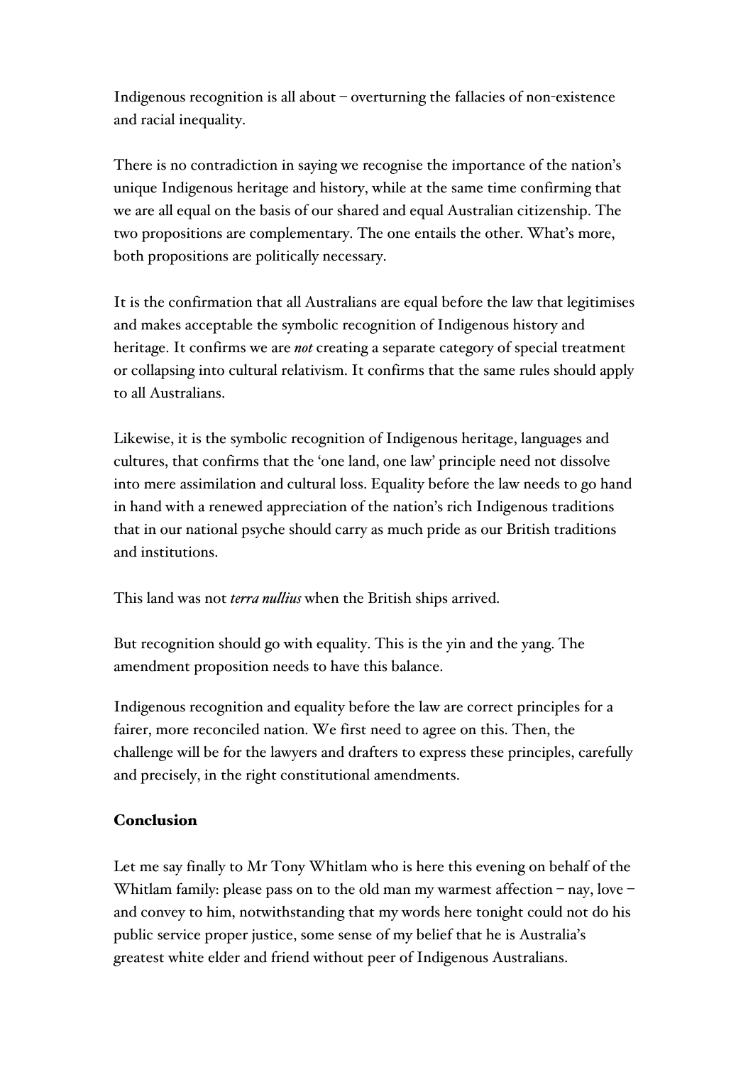Indigenous recognition is all about – overturning the fallacies of non-existence and racial inequality.

There is no contradiction in saying we recognise the importance of the nation's unique Indigenous heritage and history, while at the same time confirming that we are all equal on the basis of our shared and equal Australian citizenship. The two propositions are complementary. The one entails the other. What's more, both propositions are politically necessary.

It is the confirmation that all Australians are equal before the law that legitimises and makes acceptable the symbolic recognition of Indigenous history and heritage. It confirms we are *not* creating a separate category of special treatment or collapsing into cultural relativism. It confirms that the same rules should apply to all Australians.

Likewise, it is the symbolic recognition of Indigenous heritage, languages and cultures, that confirms that the 'one land, one law' principle need not dissolve into mere assimilation and cultural loss. Equality before the law needs to go hand in hand with a renewed appreciation of the nation's rich Indigenous traditions that in our national psyche should carry as much pride as our British traditions and institutions.

This land was not *terra nullius* when the British ships arrived.

But recognition should go with equality. This is the yin and the yang. The amendment proposition needs to have this balance.

Indigenous recognition and equality before the law are correct principles for a fairer, more reconciled nation. We first need to agree on this. Then, the challenge will be for the lawyers and drafters to express these principles, carefully and precisely, in the right constitutional amendments.

## Conclusion

Let me say finally to Mr Tony Whitlam who is here this evening on behalf of the Whitlam family: please pass on to the old man my warmest affection – nay, love – and convey to him, notwithstanding that my words here tonight could not do his public service proper justice, some sense of my belief that he is Australia's greatest white elder and friend without peer of Indigenous Australians.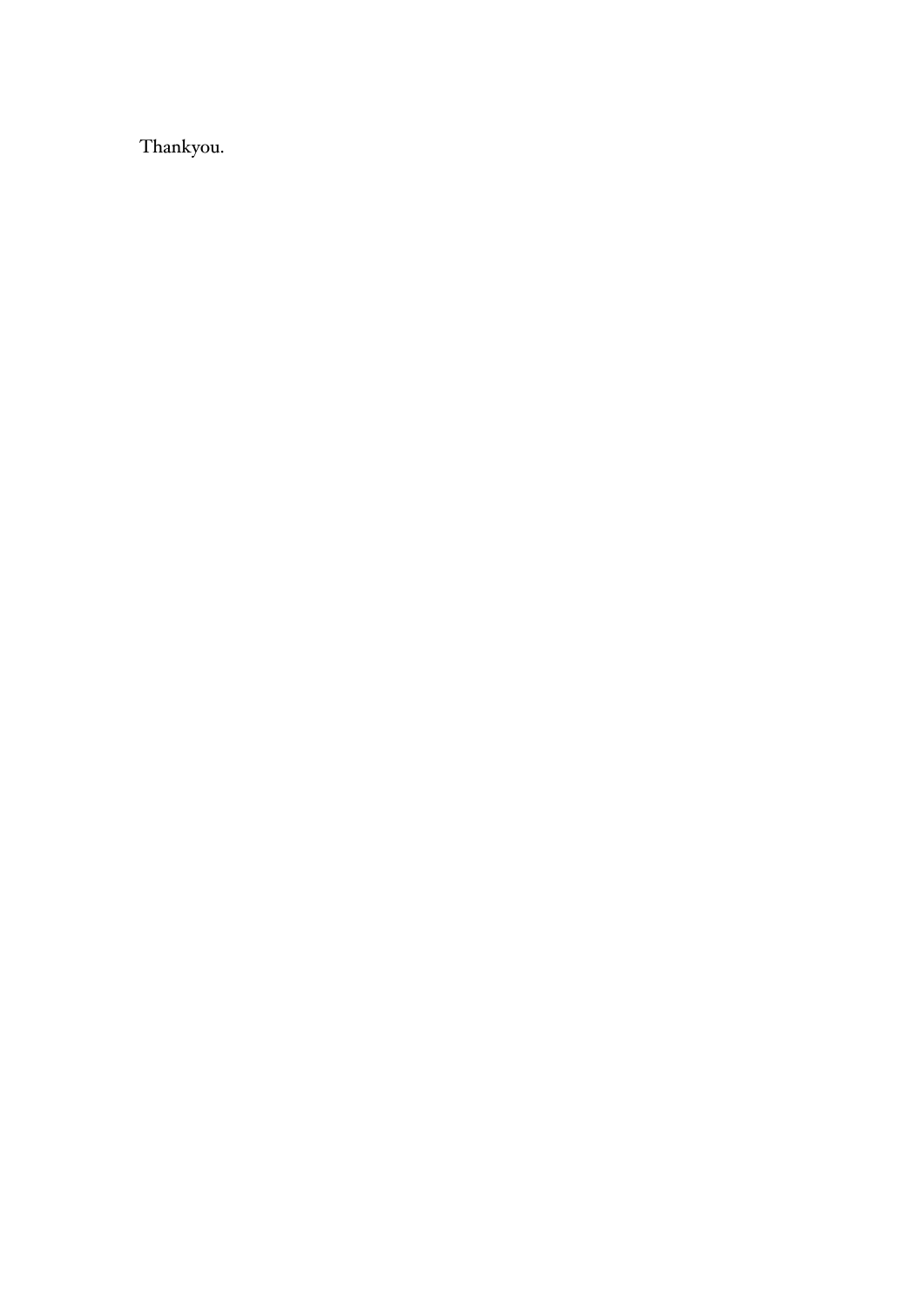Thankyou.